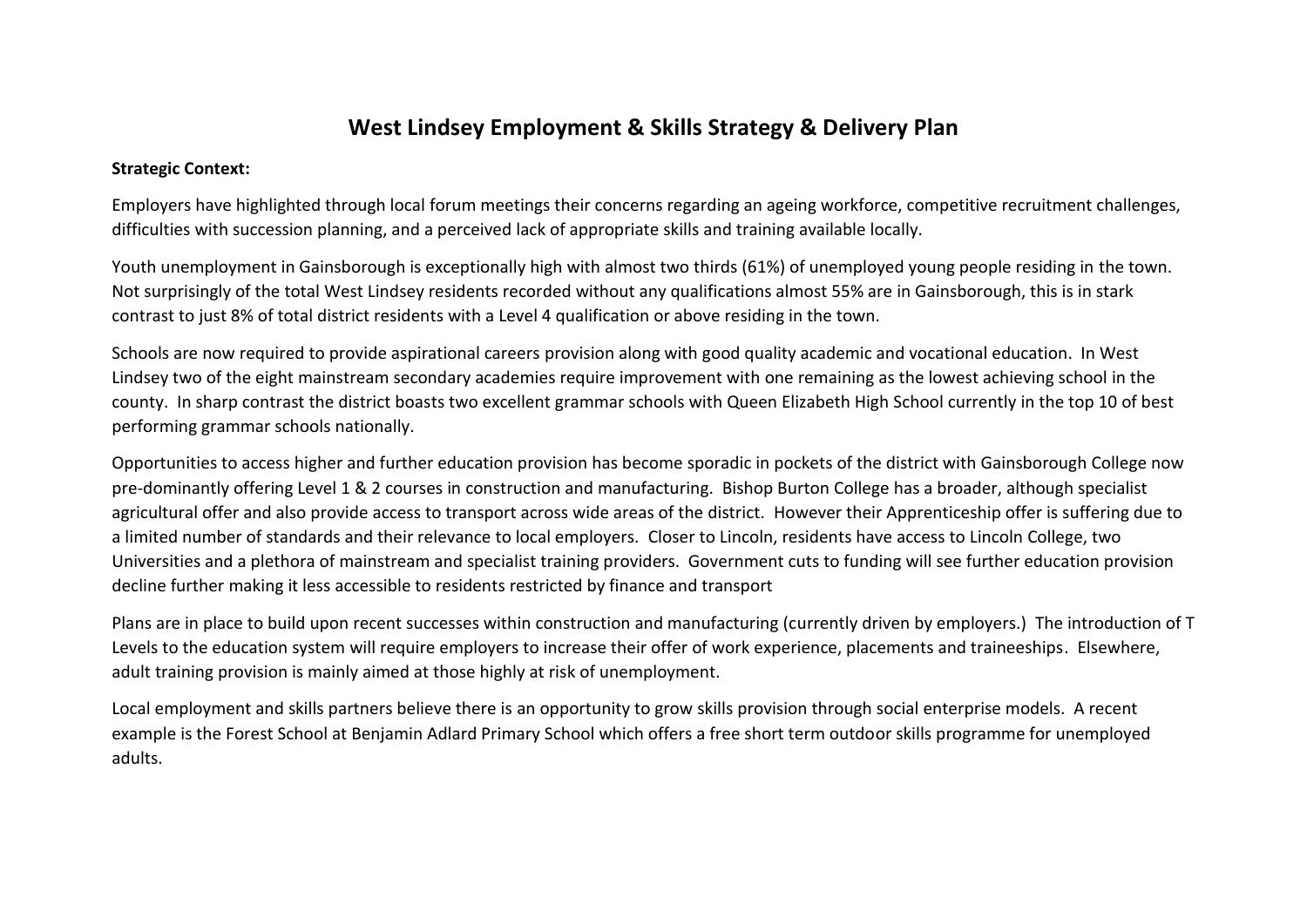# West Lindsey Employment & Skills Strategy & Delivery Plan

**Strategic Context:**

Employers have highlighted through local forum meetings their concerns regarding an ageing workforce, competitive recruitment challenges, difficulties with succession planning, and a perceived lack of appropriate skills and training available locally.

Youth unemployment in Gainsborough is exceptionally high with almost two thirds (61%) of unemployed young people residing in the town. Not surprisingly of the total West Lindsey residents recorded without any qualifications almost 55% are in Gainsborough, this is in stark contrast to just 8% of total district residents with a Level 4 qualification or above residing in the town.

Schools are now required to provide aspirational careers provision along with good quality academic and vocational education. In West Lindsey two of the eight mainstream secondary academies require improvement with one remaining as the lowest achieving school in the county. In sharp contrast the district boasts two excellent grammar schools with Queen Elizabeth High School currently in the top 10 of best performing grammar schools nationally.

Opportunities to access higher and further education provision has become sporadic in pockets of the district with Gainsborough College now pre-dominantly offering Level 1 & 2 courses in construction and manufacturing. Bishop Burton College has a broader, although specialist agricultural offer and also provide access to transport across wide areas of the district. However their Apprenticeship offer is suffering due to a limited number of standards and their relevance to local employers. Closer to Lincoln, residents have access to Lincoln College, two Universities and a plethora of mainstream and specialist training providers. Government cuts to funding will see further education provision decline further making it less accessible to residents restricted by finance and transport

Plans are in place to build upon recent successes within construction and manufacturing (currently driven by employers.) The introduction of T Levels to the education system will require employers to increase their offer of work experience, placements and traineeships. Elsewhere, adult training provision is mainly aimed at those highly at risk of unemployment.

Local employment and skills partners believe there is an opportunity to grow skills provision through social enterprise models. A recent example is the Forest School at Benjamin Adlard Primary School which offers a free short term outdoor skills programme for unemployed adults.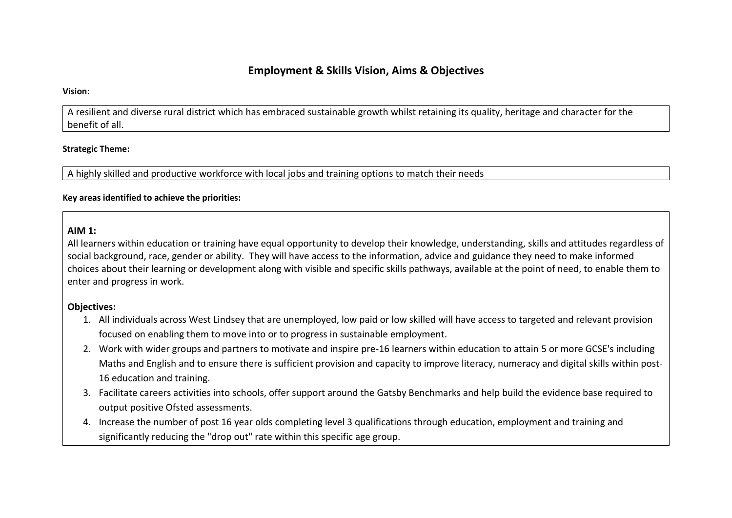# Employment & Skills Vision, Aims & Objectives

**Vision:**

A resilient and diverse rural district which has embraced sustainable growth whilst retaining its quality, heritage and character for the benefit of all.

**Strategic Theme:**

A highly skilled and productive workforce with local jobs and training options to match their needs

**Key areas identified to achieve the priorities:**

**AIM 1:**
All learners within education or training have equal opportunity to develop their knowledge, understanding, skills and attitudes regardless of social background, race, gender or ability. They will have access to the information, advice and guidance they need to make informed choices about their learning or development along with visible and specific skills pathways, available at the point of need, to enable them to enter and progress in work.

**Objectives:**

1. All individuals across West Lindsey that are unemployed, low paid or low skilled will have access to targeted and relevant provision focused on enabling them to move into or to progress in sustainable employment.
2. Work with wider groups and partners to motivate and inspire pre-16 learners within education to attain 5 or more GCSE's including Maths and English and to ensure there is sufficient provision and capacity to improve literacy, numeracy and digital skills within post-16 education and training.
3. Facilitate careers activities into schools, offer support around the Gatsby Benchmarks and help build the evidence base required to output positive Ofsted assessments.
4. Increase the number of post 16 year olds completing level 3 qualifications through education, employment and training and significantly reducing the "drop out" rate within this specific age group.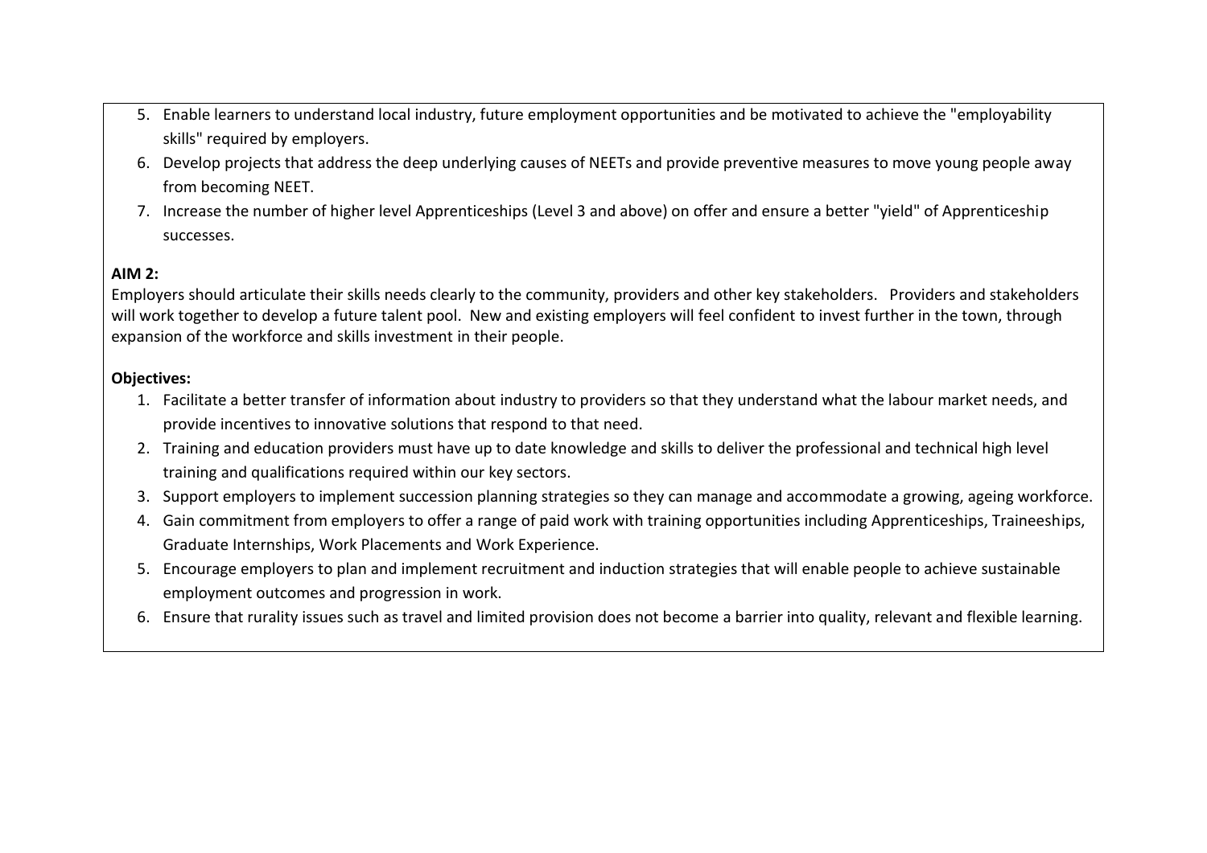5. Enable learners to understand local industry, future employment opportunities and be motivated to achieve the "employability skills" required by employers.
6. Develop projects that address the deep underlying causes of NEETs and provide preventive measures to move young people away from becoming NEET.
7. Increase the number of higher level Apprenticeships (Level 3 and above) on offer and ensure a better "yield" of Apprenticeship successes.

**AIM 2:**

Employers should articulate their skills needs clearly to the community, providers and other key stakeholders. Providers and stakeholders will work together to develop a future talent pool. New and existing employers will feel confident to invest further in the town, through expansion of the workforce and skills investment in their people.

**Objectives:**

1. Facilitate a better transfer of information about industry to providers so that they understand what the labour market needs, and provide incentives to innovative solutions that respond to that need.
2. Training and education providers must have up to date knowledge and skills to deliver the professional and technical high level training and qualifications required within our key sectors.
3. Support employers to implement succession planning strategies so they can manage and accommodate a growing, ageing workforce.
4. Gain commitment from employers to offer a range of paid work with training opportunities including Apprenticeships, Traineeships, Graduate Internships, Work Placements and Work Experience.
5. Encourage employers to plan and implement recruitment and induction strategies that will enable people to achieve sustainable employment outcomes and progression in work.
6. Ensure that rurality issues such as travel and limited provision does not become a barrier into quality, relevant and flexible learning.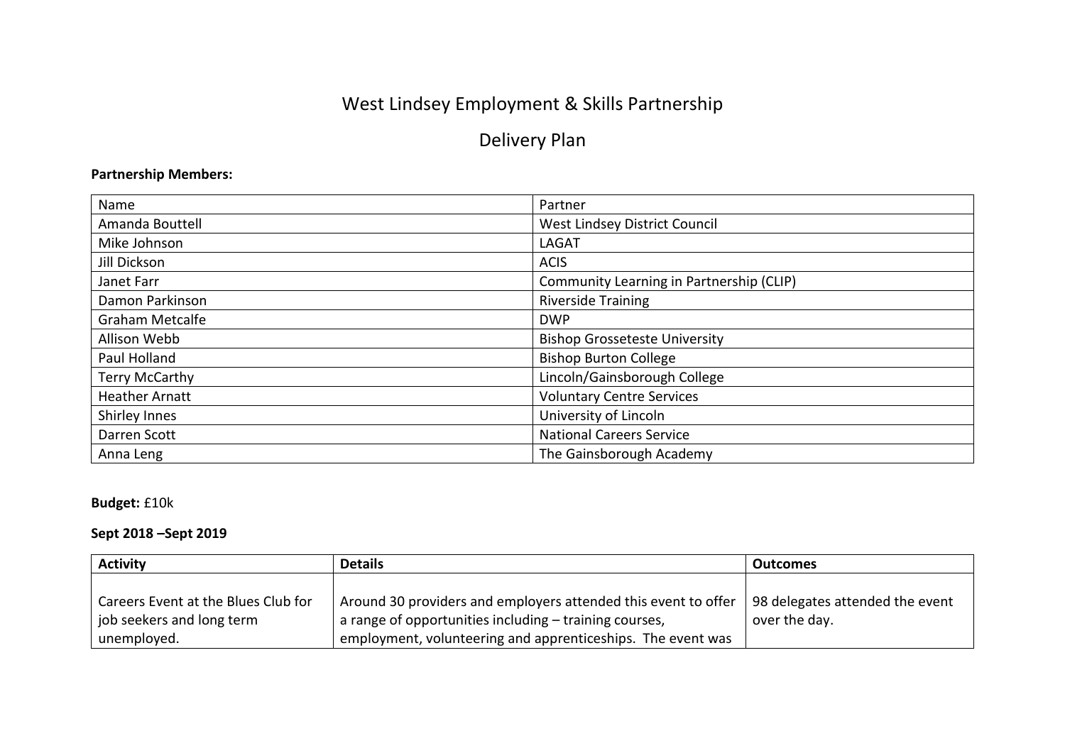# West Lindsey Employment & Skills Partnership

## Delivery Plan

**Partnership Members:**

| Name | Partner |
|---|---|
| Amanda Bouttell | West Lindsey District Council |
| Mike Johnson | LAGAT |
| Jill Dickson | ACIS |
| Janet Farr | Community Learning in Partnership (CLIP) |
| Damon Parkinson | Riverside Training |
| Graham Metcalfe | DWP |
| Allison Webb | Bishop Grosseteste University |
| Paul Holland | Bishop Burton College |
| Terry McCarthy | Lincoln/Gainsborough College |
| Heather Arnatt | Voluntary Centre Services |
| Shirley Innes | University of Lincoln |
| Darren Scott | National Careers Service |
| Anna Leng | The Gainsborough Academy |

**Budget:** £10k

**Sept 2018 –Sept 2019**

| Activity | Details | Outcomes |
|---|---|---|
| Careers Event at the Blues Club for job seekers and long term unemployed. | Around 30 providers and employers attended this event to offer a range of opportunities including – training courses, employment, volunteering and apprenticeships. The event was | 98 delegates attended the event over the day. |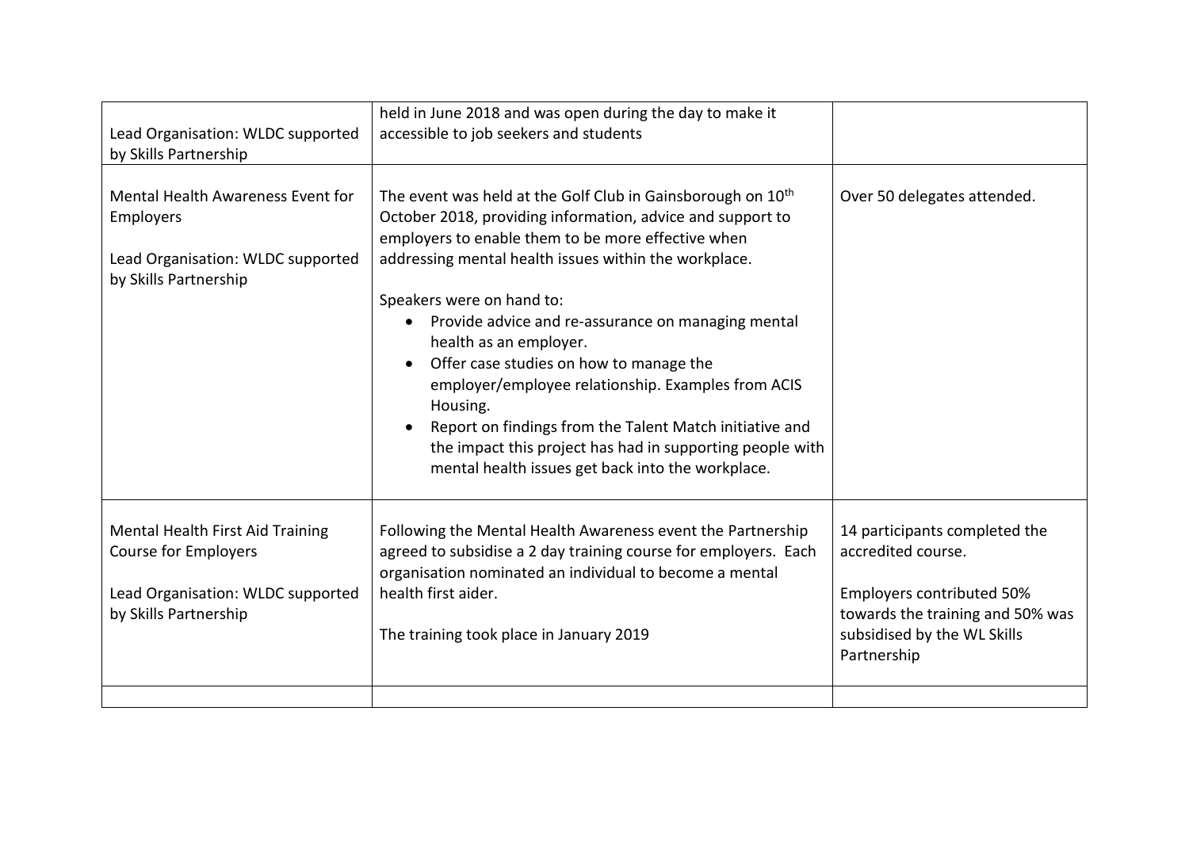| | | |
|---|---|---|
| Lead Organisation: WLDC supported by Skills Partnership | held in June 2018 and was open during the day to make it accessible to job seekers and students | |
| Mental Health Awareness Event for Employers<br><br>Lead Organisation: WLDC supported by Skills Partnership | The event was held at the Golf Club in Gainsborough on 10th October 2018, providing information, advice and support to employers to enable them to be more effective when addressing mental health issues within the workplace.<br><br>Speakers were on hand to:<br>• Provide advice and re-assurance on managing mental health as an employer.<br>• Offer case studies on how to manage the employer/employee relationship. Examples from ACIS Housing.<br>• Report on findings from the Talent Match initiative and the impact this project has had in supporting people with mental health issues get back into the workplace. | Over 50 delegates attended. |
| Mental Health First Aid Training Course for Employers<br><br>Lead Organisation: WLDC supported by Skills Partnership | Following the Mental Health Awareness event the Partnership agreed to subsidise a 2 day training course for employers. Each organisation nominated an individual to become a mental health first aider.<br><br>The training took place in January 2019 | 14 participants completed the accredited course.<br><br>Employers contributed 50% towards the training and 50% was subsidised by the WL Skills Partnership |
| | | |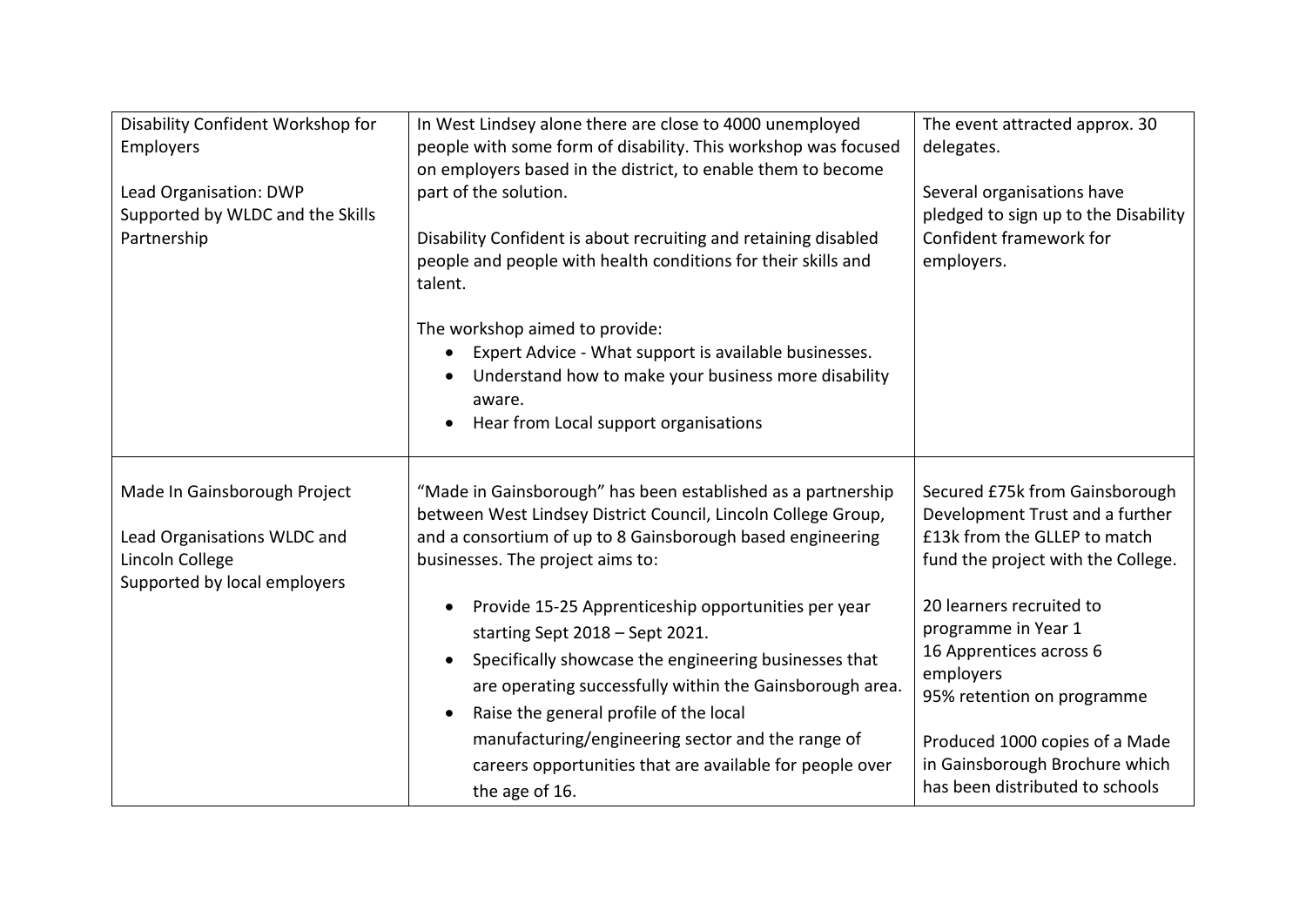| | | |
|---|---|---|
| Disability Confident Workshop for Employers<br><br>Lead Organisation: DWP<br>Supported by WLDC and the Skills Partnership | In West Lindsey alone there are close to 4000 unemployed people with some form of disability. This workshop was focused on employers based in the district, to enable them to become part of the solution.<br><br>Disability Confident is about recruiting and retaining disabled people and people with health conditions for their skills and talent.<br><br>The workshop aimed to provide:<br>• Expert Advice - What support is available businesses.<br>• Understand how to make your business more disability aware.<br>• Hear from Local support organisations | The event attracted approx. 30 delegates.<br><br>Several organisations have pledged to sign up to the Disability Confident framework for employers. |
| Made In Gainsborough Project<br><br>Lead Organisations WLDC and Lincoln College<br>Supported by local employers | "Made in Gainsborough" has been established as a partnership between West Lindsey District Council, Lincoln College Group, and a consortium of up to 8 Gainsborough based engineering businesses. The project aims to:<br><br>• Provide 15-25 Apprenticeship opportunities per year starting Sept 2018 – Sept 2021.<br>• Specifically showcase the engineering businesses that are operating successfully within the Gainsborough area.<br>• Raise the general profile of the local manufacturing/engineering sector and the range of careers opportunities that are available for people over the age of 16. | Secured £75k from Gainsborough Development Trust and a further £13k from the GLLEP to match fund the project with the College.<br><br>20 learners recruited to programme in Year 1<br>16 Apprentices across 6 employers<br>95% retention on programme<br><br>Produced 1000 copies of a Made in Gainsborough Brochure which has been distributed to schools |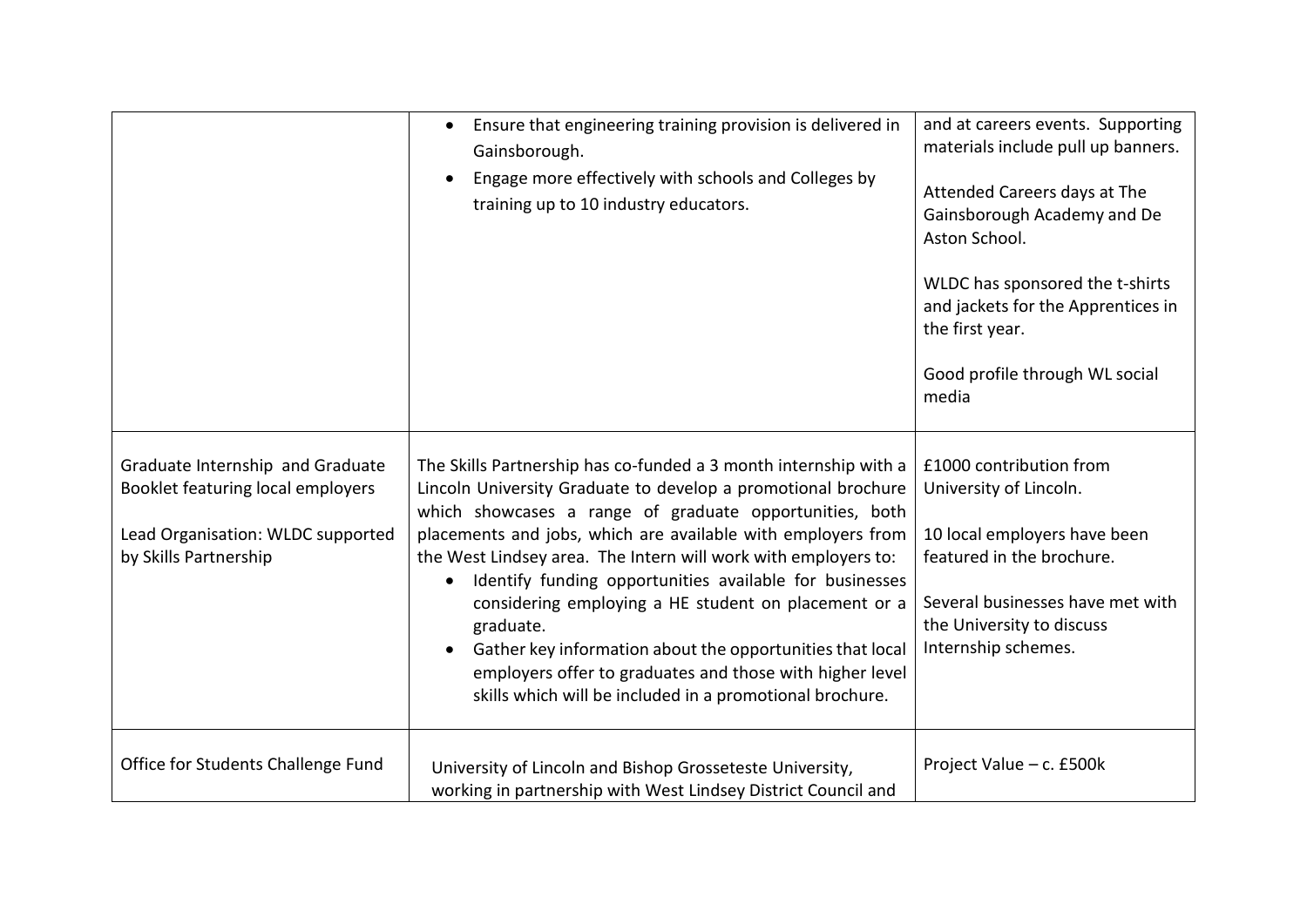| | | |
|---|---|---|
| | <ul><li>Ensure that engineering training provision is delivered in Gainsborough.</li><li>Engage more effectively with schools and Colleges by training up to 10 industry educators.</li></ul> | and at careers events. Supporting materials include pull up banners.<br><br>Attended Careers days at The Gainsborough Academy and De Aston School.<br><br>WLDC has sponsored the t-shirts and jackets for the Apprentices in the first year.<br><br>Good profile through WL social media |
| Graduate Internship and Graduate Booklet featuring local employers<br><br>Lead Organisation: WLDC supported by Skills Partnership | The Skills Partnership has co-funded a 3 month internship with a Lincoln University Graduate to develop a promotional brochure which showcases a range of graduate opportunities, both placements and jobs, which are available with employers from the West Lindsey area. The Intern will work with employers to:<ul><li>Identify funding opportunities available for businesses considering employing a HE student on placement or a graduate.</li><li>Gather key information about the opportunities that local employers offer to graduates and those with higher level skills which will be included in a promotional brochure.</li></ul> | £1000 contribution from University of Lincoln.<br><br>10 local employers have been featured in the brochure.<br><br>Several businesses have met with the University to discuss Internship schemes. |
| Office for Students Challenge Fund | University of Lincoln and Bishop Grosseteste University, working in partnership with West Lindsey District Council and | Project Value – c. £500k |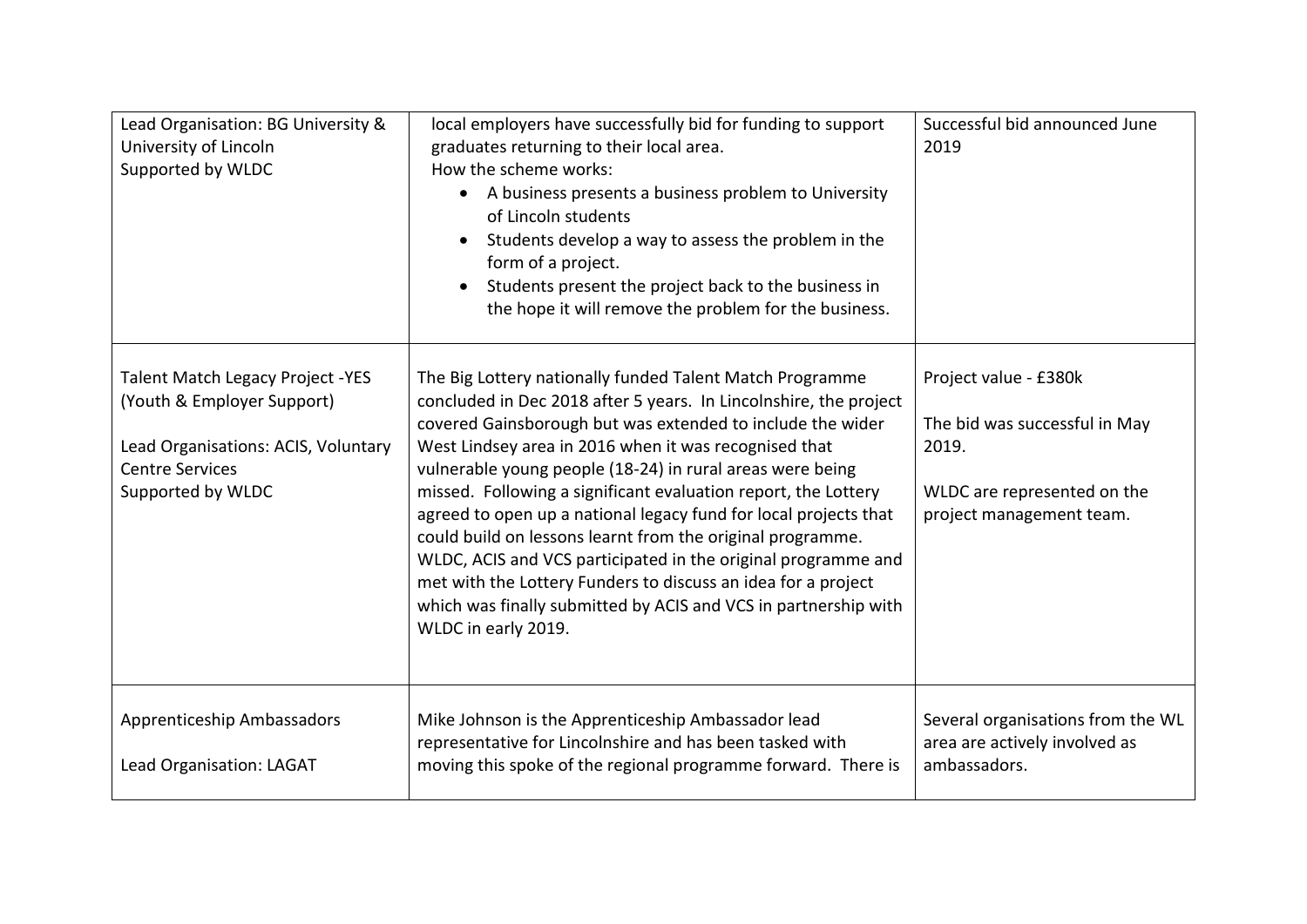| | | |
|---|---|---|
| Lead Organisation: BG University & University of Lincoln<br>Supported by WLDC | local employers have successfully bid for funding to support graduates returning to their local area.<br>How the scheme works:<br>• A business presents a business problem to University of Lincoln students<br>• Students develop a way to assess the problem in the form of a project.<br>• Students present the project back to the business in the hope it will remove the problem for the business. | Successful bid announced June 2019 |
| Talent Match Legacy Project -YES (Youth & Employer Support)<br><br>Lead Organisations: ACIS, Voluntary Centre Services<br>Supported by WLDC | The Big Lottery nationally funded Talent Match Programme concluded in Dec 2018 after 5 years. In Lincolnshire, the project covered Gainsborough but was extended to include the wider West Lindsey area in 2016 when it was recognised that vulnerable young people (18-24) in rural areas were being missed. Following a significant evaluation report, the Lottery agreed to open up a national legacy fund for local projects that could build on lessons learnt from the original programme. WLDC, ACIS and VCS participated in the original programme and met with the Lottery Funders to discuss an idea for a project which was finally submitted by ACIS and VCS in partnership with WLDC in early 2019. | Project value - £380k<br><br>The bid was successful in May 2019.<br><br>WLDC are represented on the project management team. |
| Apprenticeship Ambassadors<br><br>Lead Organisation: LAGAT | Mike Johnson is the Apprenticeship Ambassador lead representative for Lincolnshire and has been tasked with moving this spoke of the regional programme forward. There is | Several organisations from the WL area are actively involved as ambassadors. |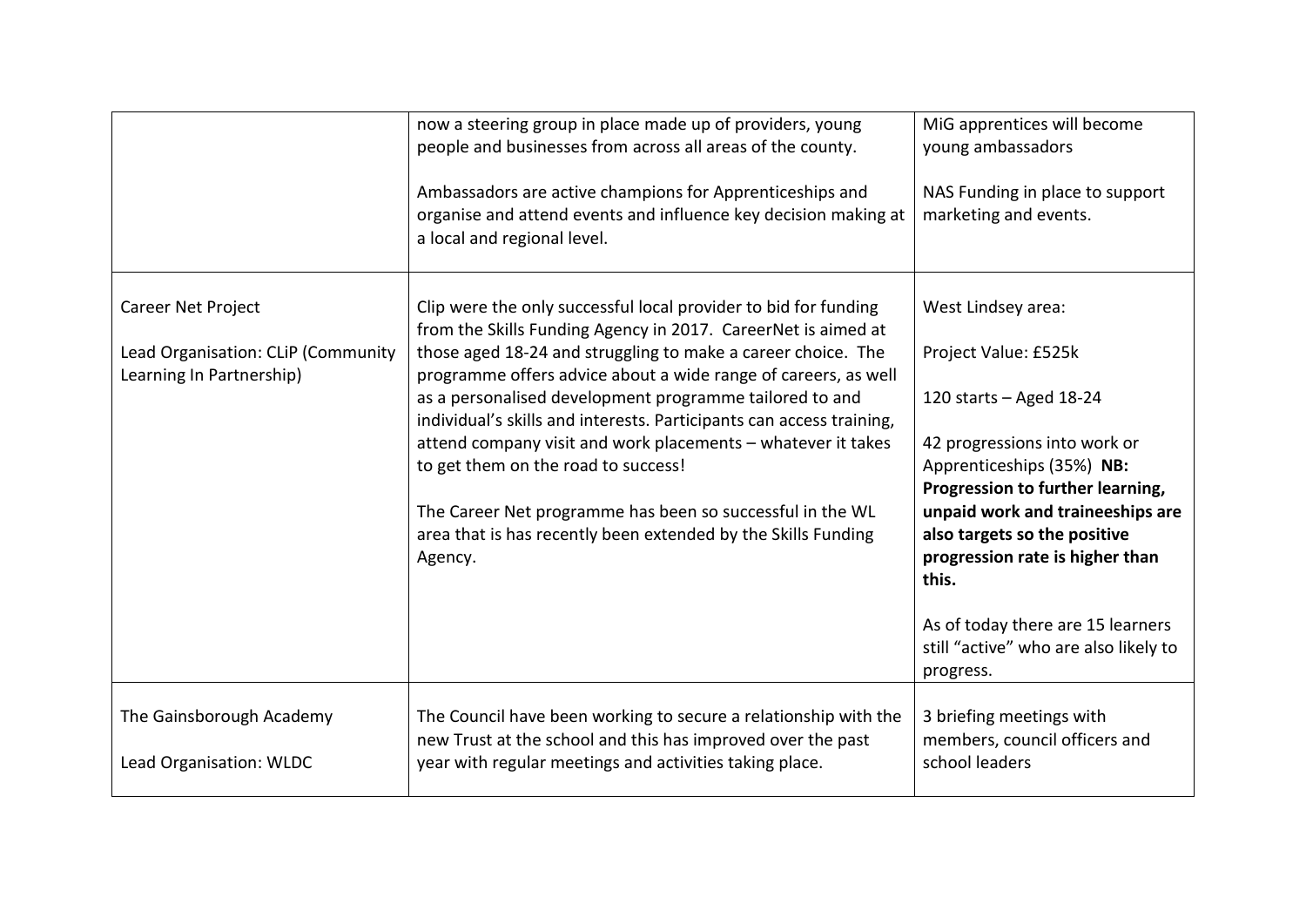| | | |
|---|---|---|
| | now a steering group in place made up of providers, young people and businesses from across all areas of the county.<br><br>Ambassadors are active champions for Apprenticeships and organise and attend events and influence key decision making at a local and regional level. | MiG apprentices will become young ambassadors<br><br>NAS Funding in place to support marketing and events. |
| Career Net Project<br><br>Lead Organisation: CLiP (Community Learning In Partnership) | Clip were the only successful local provider to bid for funding from the Skills Funding Agency in 2017. CareerNet is aimed at those aged 18-24 and struggling to make a career choice. The programme offers advice about a wide range of careers, as well as a personalised development programme tailored to and individual's skills and interests. Participants can access training, attend company visit and work placements – whatever it takes to get them on the road to success!<br><br>The Career Net programme has been so successful in the WL area that is has recently been extended by the Skills Funding Agency. | West Lindsey area:<br><br>Project Value: £525k<br><br>120 starts – Aged 18-24<br><br>42 progressions into work or Apprenticeships (35%) **NB: Progression to further learning, unpaid work and traineeships are also targets so the positive progression rate is higher than this.**<br><br>As of today there are 15 learners still "active" who are also likely to progress. |
| The Gainsborough Academy<br><br>Lead Organisation: WLDC | The Council have been working to secure a relationship with the new Trust at the school and this has improved over the past year with regular meetings and activities taking place. | 3 briefing meetings with members, council officers and school leaders |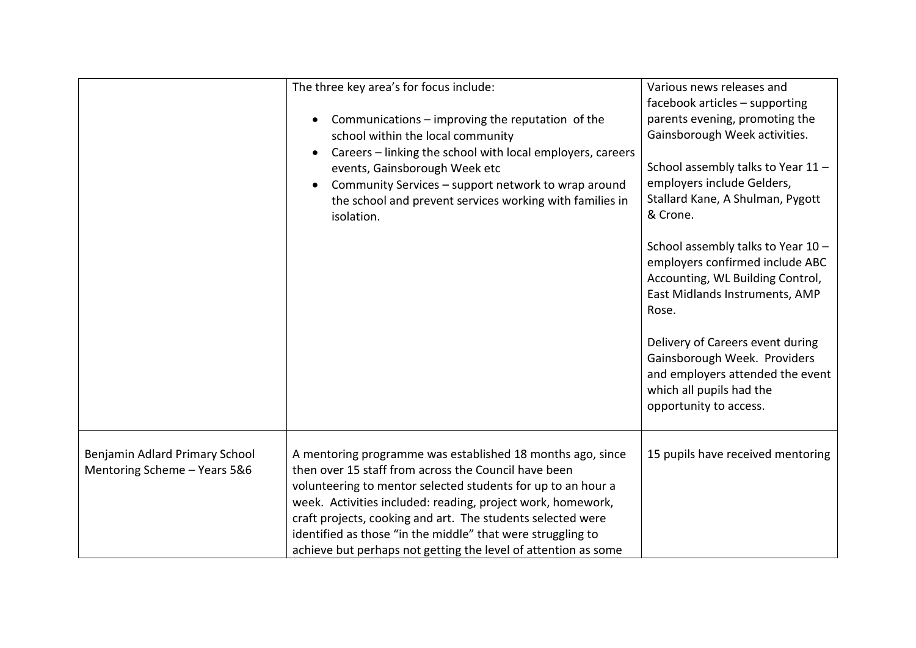| | | |
|---|---|---|
| | The three key area's for focus include:<br><br>• Communications – improving the reputation of the school within the local community<br>• Careers – linking the school with local employers, careers events, Gainsborough Week etc<br>• Community Services – support network to wrap around the school and prevent services working with families in isolation. | Various news releases and facebook articles – supporting parents evening, promoting the Gainsborough Week activities.<br><br>School assembly talks to Year 11 – employers include Gelders, Stallard Kane, A Shulman, Pygott & Crone.<br><br>School assembly talks to Year 10 – employers confirmed include ABC Accounting, WL Building Control, East Midlands Instruments, AMP Rose.<br><br>Delivery of Careers event during Gainsborough Week. Providers and employers attended the event which all pupils had the opportunity to access. |
| Benjamin Adlard Primary School Mentoring Scheme – Years 5&6 | A mentoring programme was established 18 months ago, since then over 15 staff from across the Council have been volunteering to mentor selected students for up to an hour a week. Activities included: reading, project work, homework, craft projects, cooking and art. The students selected were identified as those "in the middle" that were struggling to achieve but perhaps not getting the level of attention as some | 15 pupils have received mentoring |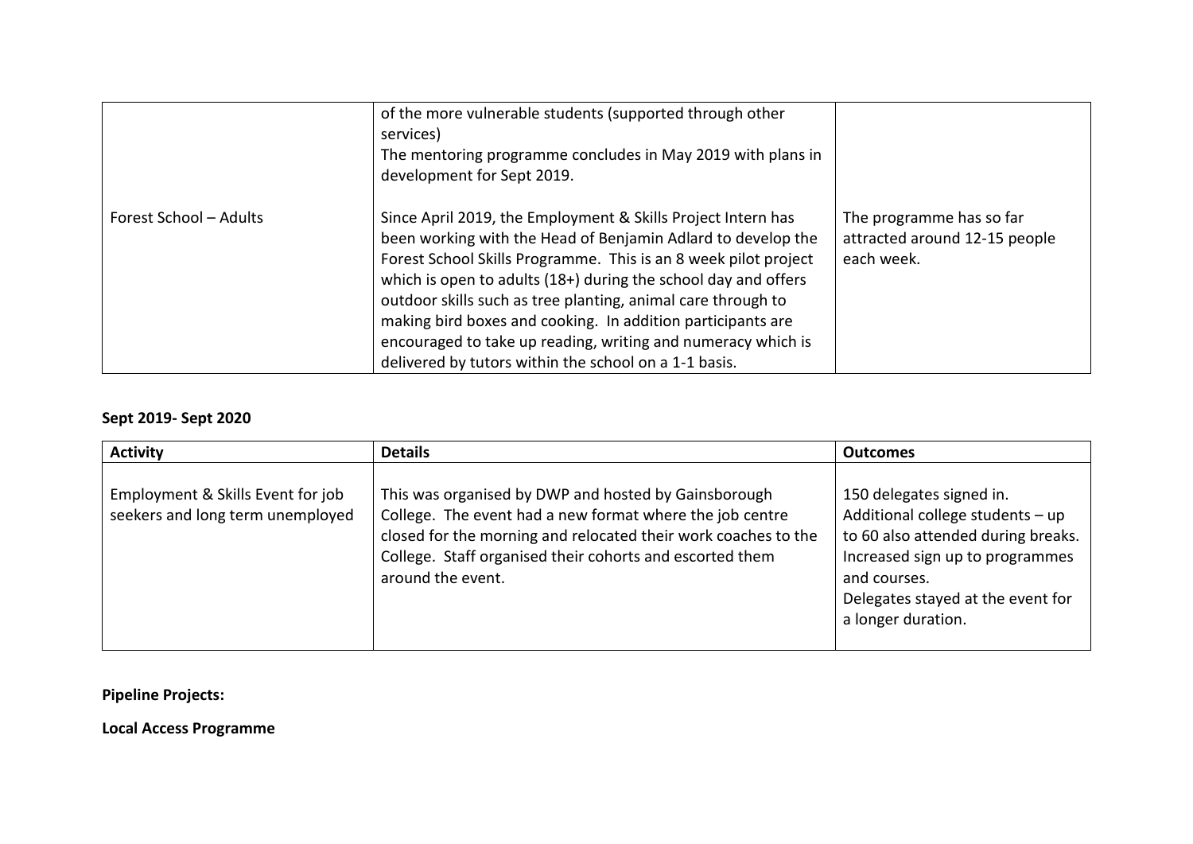| | | |
|---|---|---|
| | of the more vulnerable students (supported through other services)<br>The mentoring programme concludes in May 2019 with plans in development for Sept 2019. | |
| Forest School – Adults | Since April 2019, the Employment & Skills Project Intern has been working with the Head of Benjamin Adlard to develop the Forest School Skills Programme. This is an 8 week pilot project which is open to adults (18+) during the school day and offers outdoor skills such as tree planting, animal care through to making bird boxes and cooking. In addition participants are encouraged to take up reading, writing and numeracy which is delivered by tutors within the school on a 1-1 basis. | The programme has so far attracted around 12-15 people each week. |

**Sept 2019- Sept 2020**

| Activity | Details | Outcomes |
|---|---|---|
| Employment & Skills Event for job seekers and long term unemployed | This was organised by DWP and hosted by Gainsborough College. The event had a new format where the job centre closed for the morning and relocated their work coaches to the College. Staff organised their cohorts and escorted them around the event. | 150 delegates signed in.<br>Additional college students – up to 60 also attended during breaks.<br>Increased sign up to programmes and courses.<br>Delegates stayed at the event for a longer duration. |

**Pipeline Projects:**

**Local Access Programme**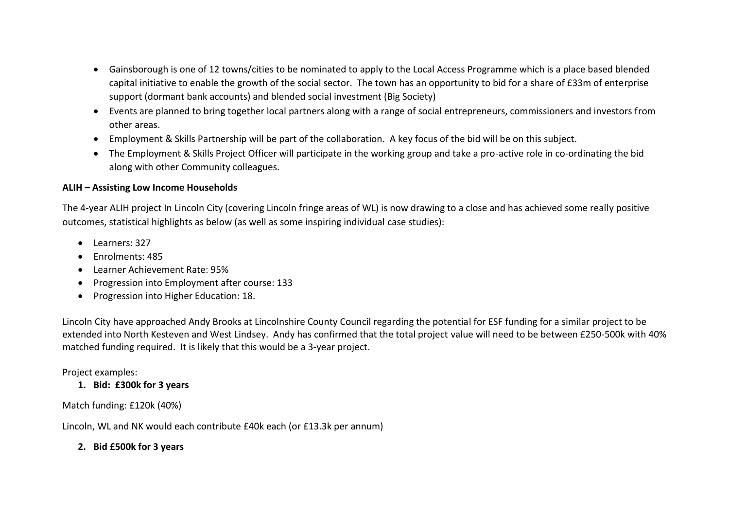- Gainsborough is one of 12 towns/cities to be nominated to apply to the Local Access Programme which is a place based blended capital initiative to enable the growth of the social sector. The town has an opportunity to bid for a share of £33m of enterprise support (dormant bank accounts) and blended social investment (Big Society)
- Events are planned to bring together local partners along with a range of social entrepreneurs, commissioners and investors from other areas.
- Employment & Skills Partnership will be part of the collaboration. A key focus of the bid will be on this subject.
- The Employment & Skills Project Officer will participate in the working group and take a pro-active role in co-ordinating the bid along with other Community colleagues.

**ALIH – Assisting Low Income Households**

The 4-year ALIH project In Lincoln City (covering Lincoln fringe areas of WL) is now drawing to a close and has achieved some really positive outcomes, statistical highlights as below (as well as some inspiring individual case studies):

- Learners: 327
- Enrolments: 485
- Learner Achievement Rate: 95%
- Progression into Employment after course: 133
- Progression into Higher Education: 18.

Lincoln City have approached Andy Brooks at Lincolnshire County Council regarding the potential for ESF funding for a similar project to be extended into North Kesteven and West Lindsey. Andy has confirmed that the total project value will need to be between £250-500k with 40% matched funding required. It is likely that this would be a 3-year project.

Project examples:

1. **Bid: £300k for 3 years**

Match funding: £120k (40%)

Lincoln, WL and NK would each contribute £40k each (or £13.3k per annum)

2. **Bid £500k for 3 years**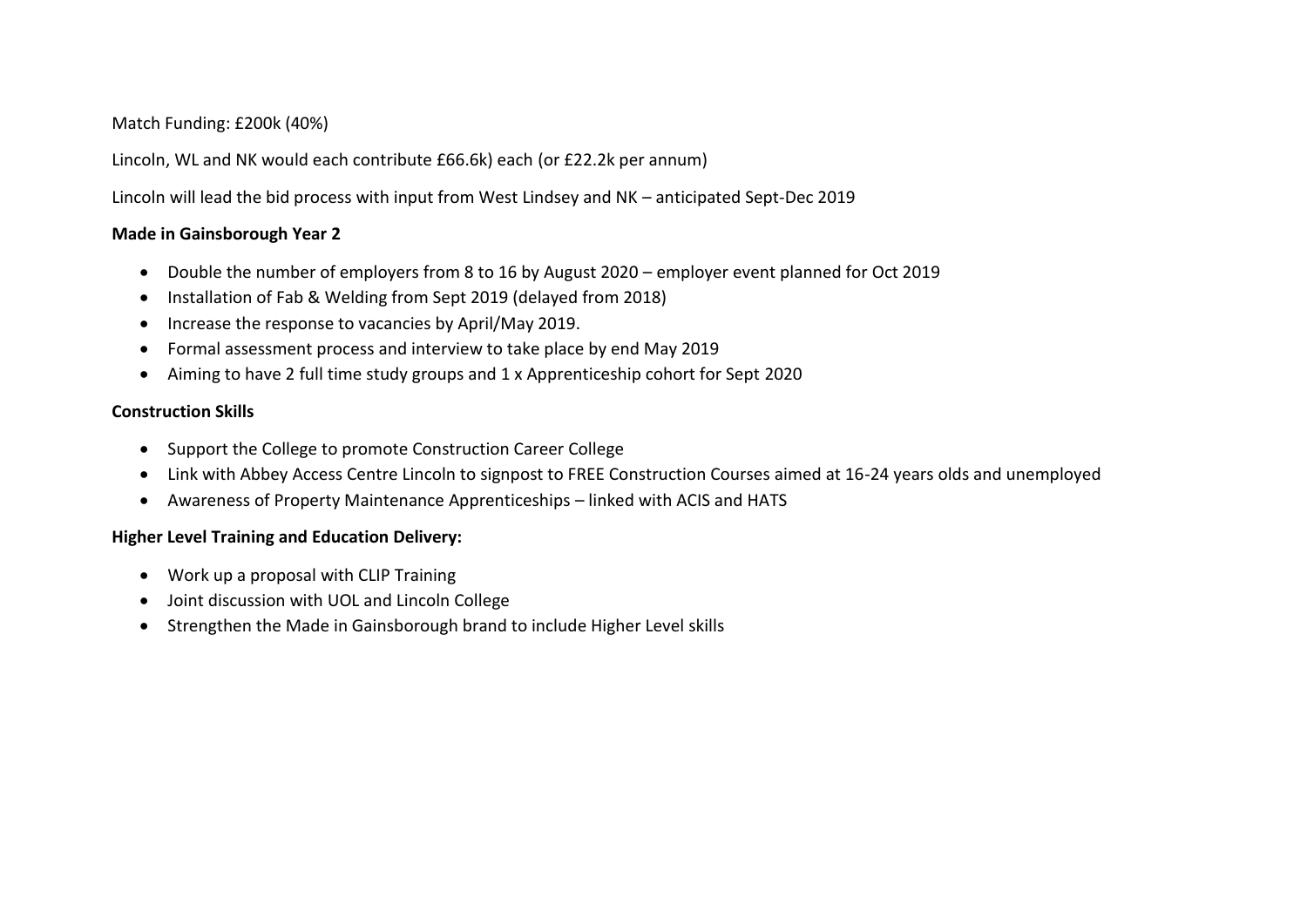Match Funding: £200k (40%)

Lincoln, WL and NK would each contribute £66.6k) each (or £22.2k per annum)

Lincoln will lead the bid process with input from West Lindsey and NK – anticipated Sept-Dec 2019

**Made in Gainsborough Year 2**

- Double the number of employers from 8 to 16 by August 2020 – employer event planned for Oct 2019
- Installation of Fab & Welding from Sept 2019 (delayed from 2018)
- Increase the response to vacancies by April/May 2019.
- Formal assessment process and interview to take place by end May 2019
- Aiming to have 2 full time study groups and 1 x Apprenticeship cohort for Sept 2020

**Construction Skills**

- Support the College to promote Construction Career College
- Link with Abbey Access Centre Lincoln to signpost to FREE Construction Courses aimed at 16-24 years olds and unemployed
- Awareness of Property Maintenance Apprenticeships – linked with ACIS and HATS

**Higher Level Training and Education Delivery:**

- Work up a proposal with CLIP Training
- Joint discussion with UOL and Lincoln College
- Strengthen the Made in Gainsborough brand to include Higher Level skills